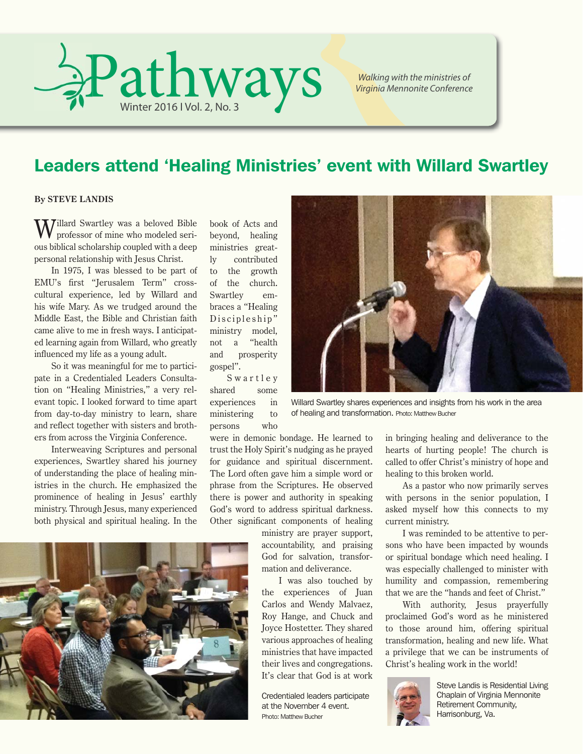# Pathways

Winter 2016 | Vol. 2, No. 3

*Walking with the ministries of Virginia Mennonite Conference*

## Leaders attend 'Healing Ministries' event with Willard Swartley

**By STEVE LANDIS**

Willard Swartley was a beloved Bible professor of mine who modeled serious biblical scholarship coupled with a deep personal relationship with Jesus Christ.

In 1975, I was blessed to be part of EMU's first "Jerusalem Term" cross-cultural experience, led by Willard and his wife Mary. As we trudged around the Middle East, the Bible and Christian faith came alive to me in fresh ways. I anticipated learning again from Willard, who greatly influenced my life as a young adult.

So it was meaningful for me to participate in a Credentialed Leaders Consultation on "Healing Ministries," a very relevant topic. I looked forward to time apart from day-to-day ministry to learn, share and reflect together with sisters and brothers from across the Virginia Conference.

Interweaving Scriptures and personal experiences, Swartley shared his journey of understanding the place of healing ministries in the church. He emphasized the prominence of healing in Jesus' earthly ministry. Through Jesus, many experienced both physical and spiritual healing. In the book of Acts and beyond, healing ministries greatly contributed to the growth of the church. Swartley embraces a "Healing Discipleship" ministry model, not a "health and prosperity gospel".

Swartley shared some experiences in ministering to persons who were in demonic bondage. He learned to trust the Holy Spirit's nudging as he prayed for guidance and spiritual discernment. The Lord often gave him a simple word or phrase from the Scriptures. He observed there is power and authority in speaking God's word to address spiritual darkness. Other significant components of healing ministry are prayer support, accountability, and praising God for salvation, transformation and deliverance.

Willard Swartley shares experiences and insights from his work in the area of healing and transformation. Photo: Matthew Bucher

I was also touched by the experiences of Juan Carlos and Wendy Malvaez, Roy Hange, and Chuck and Joyce Hostetter. They shared various approaches of healing ministries that have impacted their lives and congregations. It's clear that God is at work in bringing healing and deliverance to the hearts of hurting people! The church is called to offer Christ's ministry of hope and healing to this broken world.

Credentialed leaders participate at the November 4 event. Photo: Matthew Bucher

As a pastor who now primarily serves with persons in the senior population, I asked myself how this connects to my current ministry.

I was reminded to be attentive to persons who have been impacted by wounds or spiritual bondage which need healing. I was especially challenged to minister with humility and compassion, remembering that we are the "hands and feet of Christ."

With authority, Jesus prayerfully proclaimed God's word as he ministered to those around him, offering spiritual transformation, healing and new life. What a privilege that we can be instruments of Christ's healing work in the world!

Steve Landis is Residential Living Chaplain of Virginia Mennonite Retirement Community, Harrisonburg, Va.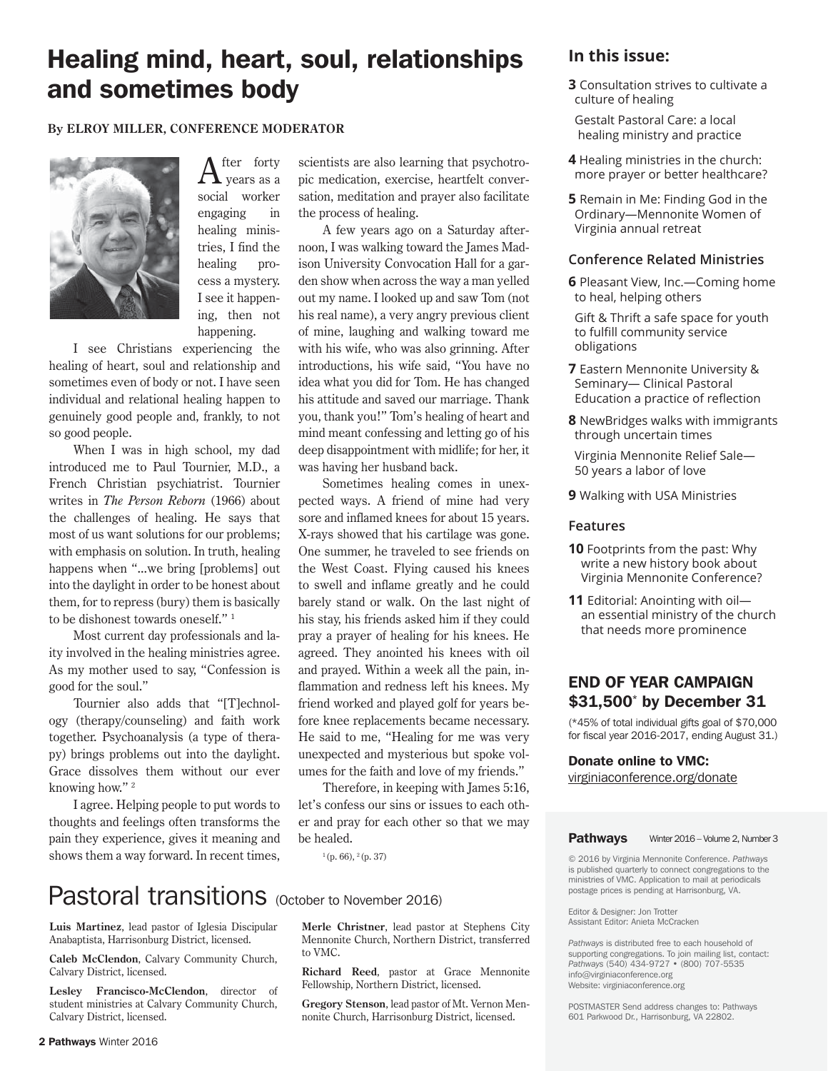# Healing mind, heart, soul, relationships and sometimes body

**By ELROY MILLER, CONFERENCE MODERATOR**

After forty years as a social worker engaging in healing ministries, I find the healing process a mystery. I see it happening, then not happening.

I see Christians experiencing the healing of heart, soul and relationship and sometimes even of body or not. I have seen individual and relational healing happen to genuinely good people and, frankly, to not so good people.

When I was in high school, my dad introduced me to Paul Tournier, M.D., a French Christian psychiatrist. Tournier writes in *The Person Reborn* (1966) about the challenges of healing. He says that most of us want solutions for our problems; with emphasis on solution. In truth, healing happens when "...we bring [problems] out into the daylight in order to be honest about them, for to repress (bury) them is basically to be dishonest towards oneself." [1]

Most current day professionals and laity involved in the healing ministries agree. As my mother used to say, "Confession is good for the soul."

Tournier also adds that "[T]echnology (therapy/counseling) and faith work together. Psychoanalysis (a type of therapy) brings problems out into the daylight. Grace dissolves them without our ever knowing how." [2]

I agree. Helping people to put words to thoughts and feelings often transforms the pain they experience, gives it meaning and shows them a way forward. In recent times, scientists are also learning that psychotropic medication, exercise, heartfelt conversation, meditation and prayer also facilitate the process of healing.

A few years ago on a Saturday afternoon, I was walking toward the James Madison University Convocation Hall for a garden show when across the way a man yelled out my name. I looked up and saw Tom (not his real name), a very angry previous client of mine, laughing and walking toward me with his wife, who was also grinning. After introductions, his wife said, "You have no idea what you did for Tom. He has changed his attitude and saved our marriage. Thank you, thank you!" Tom's healing of heart and mind meant confessing and letting go of his deep disappointment with midlife; for her, it was having her husband back.

Sometimes healing comes in unexpected ways. A friend of mine had very sore and inflamed knees for about 15 years. X-rays showed that his cartilage was gone. One summer, he traveled to see friends on the West Coast. Flying caused his knees to swell and inflame greatly and he could barely stand or walk. On the last night of his stay, his friends asked him if they could pray a prayer of healing for his knees. He agreed. They anointed his knees with oil and prayed. Within a week all the pain, inflammation and redness left his knees. My friend worked and played golf for years before knee replacements became necessary. He said to me, "Healing for me was very unexpected and mysterious but spoke volumes for the faith and love of my friends."

Therefore, in keeping with James 5:16, let's confess our sins or issues to each other and pray for each other so that we may be healed.

[1] (p. 66), [2] (p. 37)

# Pastoral transitions (October to November 2016)

**Luis Martinez**, lead pastor of Iglesia Discipular Anabaptista, Harrisonburg District, licensed.

**Caleb McClendon**, Calvary Community Church, Calvary District, licensed.

**Lesley Francisco-McClendon**, director of student ministries at Calvary Community Church, Calvary District, licensed.

**Merle Christner**, lead pastor at Stephens City Mennonite Church, Northern District, transferred to VMC.

**Richard Reed**, pastor at Grace Mennonite Fellowship, Northern District, licensed.

**Gregory Stenson**, lead pastor of Mt. Vernon Mennonite Church, Harrisonburg District, licensed.

## In this issue:

**3** Consultation strives to cultivate a culture of healing

Gestalt Pastoral Care: a local healing ministry and practice

**4** Healing ministries in the church: more prayer or better healthcare?

**5** Remain in Me: Finding God in the Ordinary—Mennonite Women of Virginia annual retreat

### Conference Related Ministries

**6** Pleasant View, Inc.—Coming home to heal, helping others

Gift & Thrift a safe space for youth to fulfill community service obligations

**7** Eastern Mennonite University & Seminary— Clinical Pastoral Education a practice of reflection

**8** NewBridges walks with immigrants through uncertain times

Virginia Mennonite Relief Sale—50 years a labor of love

**9** Walking with USA Ministries

### Features

**10** Footprints from the past: Why write a new history book about Virginia Mennonite Conference?

**11** Editorial: Anointing with oil—an essential ministry of the church that needs more prominence

## END OF YEAR CAMPAIGN $31,500* by December 31

(*45% of total individual gifts goal of $70,000 for fiscal year 2016-2017, ending August 31.)

**Donate online to VMC:**
virginiaconference.org/donate

**Pathways** Winter 2016 – Volume 2, Number 3

© 2016 by Virginia Mennonite Conference. *Pathways* is published quarterly to connect congregations to the ministries of VMC. Application to mail at periodicals postage prices is pending at Harrisonburg, VA.

Editor & Designer: Jon Trotter
Assistant Editor: Anieta McCracken

*Pathways* is distributed free to each household of supporting congregations. To join mailing list, contact: *Pathways* (540) 434-9727 • (800) 707-5535
info@virginiaconference.org
Website: virginiaconference.org

POSTMASTER Send address changes to: Pathways 601 Parkwood Dr., Harrisonburg, VA 22802.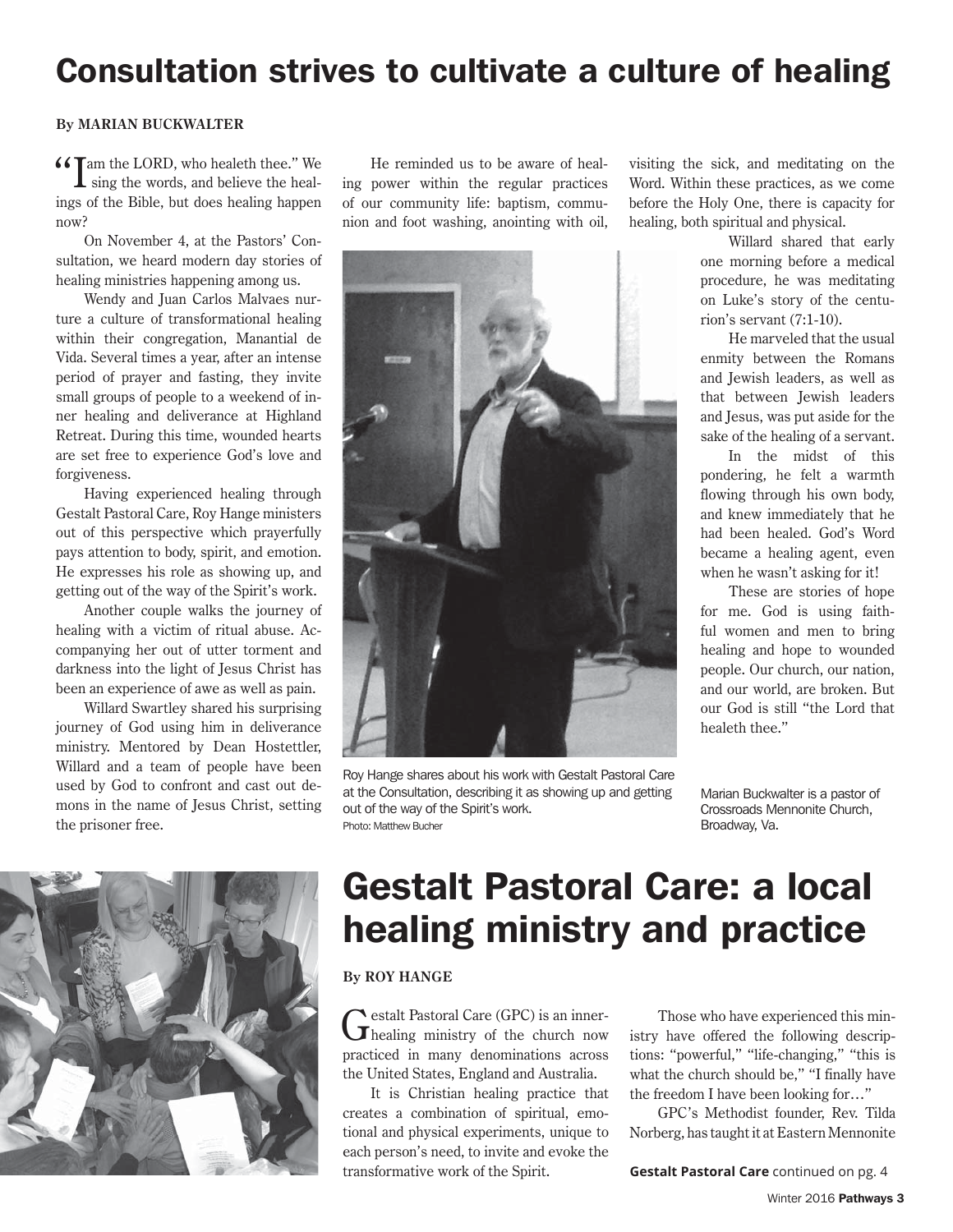# Consultation strives to cultivate a culture of healing

**By MARIAN BUCKWALTER**

"I am the LORD, who healeth thee." We sing the words, and believe the healings of the Bible, but does healing happen now?

On November 4, at the Pastors' Consultation, we heard modern day stories of healing ministries happening among us.

Wendy and Juan Carlos Malvaes nurture a culture of transformational healing within their congregation, Manantial de Vida. Several times a year, after an intense period of prayer and fasting, they invite small groups of people to a weekend of inner healing and deliverance at Highland Retreat. During this time, wounded hearts are set free to experience God's love and forgiveness.

Having experienced healing through Gestalt Pastoral Care, Roy Hange ministers out of this perspective which prayerfully pays attention to body, spirit, and emotion. He expresses his role as showing up, and getting out of the way of the Spirit's work.

Another couple walks the journey of healing with a victim of ritual abuse. Accompanying her out of utter torment and darkness into the light of Jesus Christ has been an experience of awe as well as pain.

Willard Swartley shared his surprising journey of God using him in deliverance ministry. Mentored by Dean Hostettler, Willard and a team of people have been used by God to confront and cast out demons in the name of Jesus Christ, setting the prisoner free.

He reminded us to be aware of healing power within the regular practices of our community life: baptism, communion and foot washing, anointing with oil, visiting the sick, and meditating on the Word. Within these practices, as we come before the Holy One, there is capacity for healing, both spiritual and physical.

Willard shared that early one morning before a medical procedure, he was meditating on Luke's story of the centurion's servant (7:1-10).

He marveled that the usual enmity between the Romans and Jewish leaders, as well as that between Jewish leaders and Jesus, was put aside for the sake of the healing of a servant.

In the midst of this pondering, he felt a warmth flowing through his own body, and knew immediately that he had been healed. God's Word became a healing agent, even when he wasn't asking for it!

These are stories of hope for me. God is using faithful women and men to bring healing and hope to wounded people. Our church, our nation, and our world, are broken. But our God is still "the Lord that healeth thee."

Roy Hange shares about his work with Gestalt Pastoral Care at the Consultation, describing it as showing up and getting out of the way of the Spirit's work.
Photo: Matthew Bucher

Marian Buckwalter is a pastor of Crossroads Mennonite Church, Broadway, Va.

# Gestalt Pastoral Care: a local healing ministry and practice

**By ROY HANGE**

Gestalt Pastoral Care (GPC) is an inner-healing ministry of the church now practiced in many denominations across the United States, England and Australia.

It is Christian healing practice that creates a combination of spiritual, emotional and physical experiments, unique to each person's need, to invite and evoke the transformative work of the Spirit.

Those who have experienced this ministry have offered the following descriptions: "powerful," "life-changing," "this is what the church should be," "I finally have the freedom I have been looking for…"

GPC's Methodist founder, Rev. Tilda Norberg, has taught it at Eastern Mennonite

**Gestalt Pastoral Care** continued on pg. 4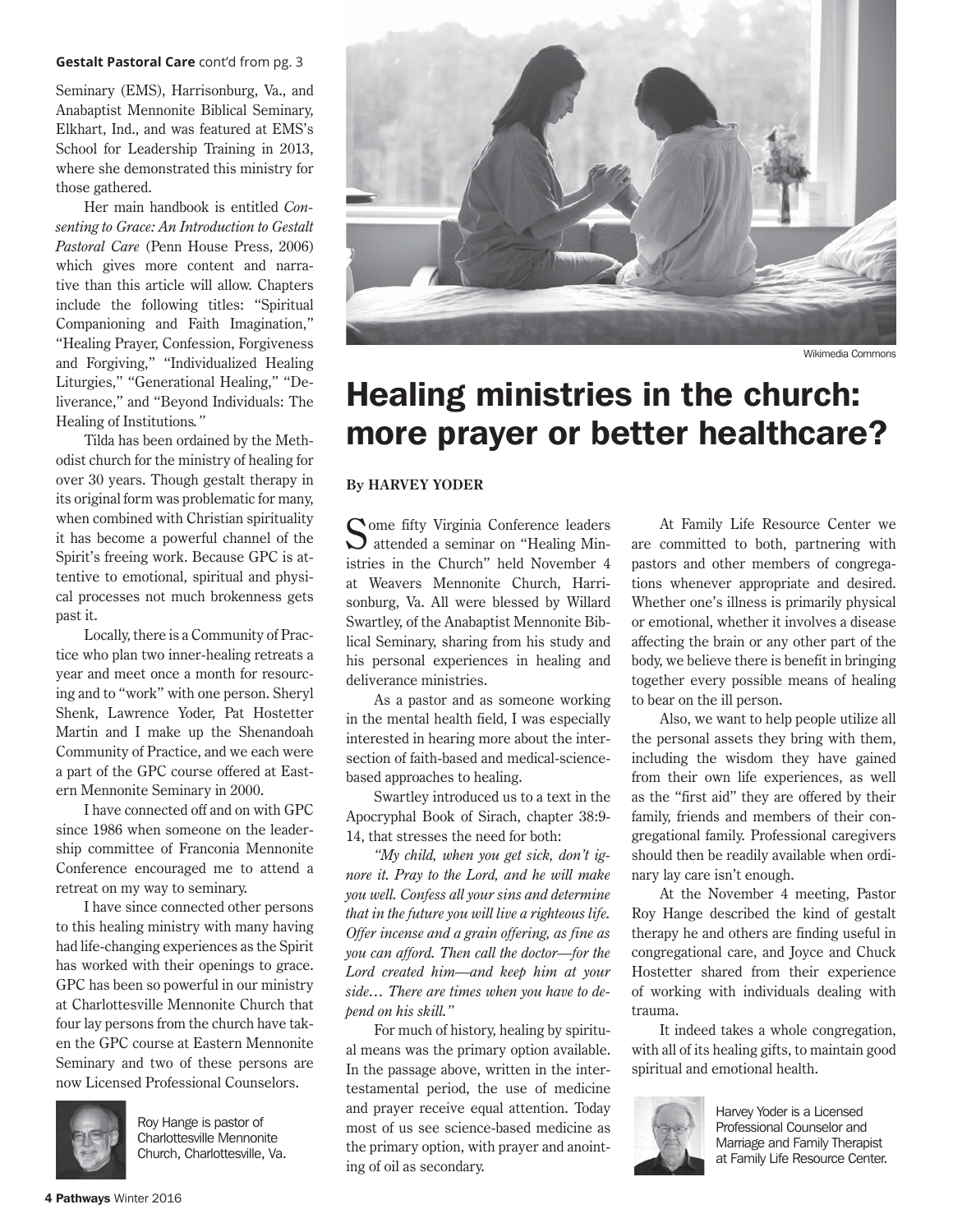**Gestalt Pastoral Care** cont'd from pg. 3

Seminary (EMS), Harrisonburg, Va., and Anabaptist Mennonite Biblical Seminary, Elkhart, Ind., and was featured at EMS's School for Leadership Training in 2013, where she demonstrated this ministry for those gathered.

Her main handbook is entitled *Consenting to Grace: An Introduction to Gestalt Pastoral Care* (Penn House Press, 2006) which gives more content and narrative than this article will allow. Chapters include the following titles: "Spiritual Companioning and Faith Imagination," "Healing Prayer, Confession, Forgiveness and Forgiving," "Individualized Healing Liturgies," "Generational Healing," "Deliverance," and "Beyond Individuals: The Healing of Institutions*."*

Tilda has been ordained by the Methodist church for the ministry of healing for over 30 years. Though gestalt therapy in its original form was problematic for many, when combined with Christian spirituality it has become a powerful channel of the Spirit's freeing work. Because GPC is attentive to emotional, spiritual and physical processes not much brokenness gets past it.

Locally, there is a Community of Practice who plan two inner-healing retreats a year and meet once a month for resourcing and to "work" with one person. Sheryl Shenk, Lawrence Yoder, Pat Hostetter Martin and I make up the Shenandoah Community of Practice, and we each were a part of the GPC course offered at Eastern Mennonite Seminary in 2000.

I have connected off and on with GPC since 1986 when someone on the leadership committee of Franconia Mennonite Conference encouraged me to attend a retreat on my way to seminary.

I have since connected other persons to this healing ministry with many having had life-changing experiences as the Spirit has worked with their openings to grace. GPC has been so powerful in our ministry at Charlottesville Mennonite Church that four lay persons from the church have taken the GPC course at Eastern Mennonite Seminary and two of these persons are now Licensed Professional Counselors.

Roy Hange is pastor of Charlottesville Mennonite Church, Charlottesville, Va.

Wikimedia Commons

# Healing ministries in the church: more prayer or better healthcare?

**By HARVEY YODER**

Some fifty Virginia Conference leaders attended a seminar on "Healing Ministries in the Church" held November 4 at Weavers Mennonite Church, Harrisonburg, Va. All were blessed by Willard Swartley, of the Anabaptist Mennonite Biblical Seminary, sharing from his study and his personal experiences in healing and deliverance ministries.

As a pastor and as someone working in the mental health field, I was especially interested in hearing more about the intersection of faith-based and medical-science-based approaches to healing.

Swartley introduced us to a text in the Apocryphal Book of Sirach, chapter 38:9-14, that stresses the need for both:

*"My child, when you get sick, don't ignore it. Pray to the Lord, and he will make you well. Confess all your sins and determine that in the future you will live a righteous life. Offer incense and a grain offering, as fine as you can afford. Then call the doctor—for the Lord created him—and keep him at your side… There are times when you have to depend on his skill."*

For much of history, healing by spiritual means was the primary option available. In the passage above, written in the intertestamental period, the use of medicine and prayer receive equal attention. Today most of us see science-based medicine as the primary option, with prayer and anointing of oil as secondary.

At Family Life Resource Center we are committed to both, partnering with pastors and other members of congregations whenever appropriate and desired. Whether one's illness is primarily physical or emotional, whether it involves a disease affecting the brain or any other part of the body, we believe there is benefit in bringing together every possible means of healing to bear on the ill person.

Also, we want to help people utilize all the personal assets they bring with them, including the wisdom they have gained from their own life experiences, as well as the "first aid" they are offered by their family, friends and members of their congregational family. Professional caregivers should then be readily available when ordinary lay care isn't enough.

At the November 4 meeting, Pastor Roy Hange described the kind of gestalt therapy he and others are finding useful in congregational care, and Joyce and Chuck Hostetter shared from their experience of working with individuals dealing with trauma.

It indeed takes a whole congregation, with all of its healing gifts, to maintain good spiritual and emotional health.

Harvey Yoder is a Licensed Professional Counselor and Marriage and Family Therapist at Family Life Resource Center.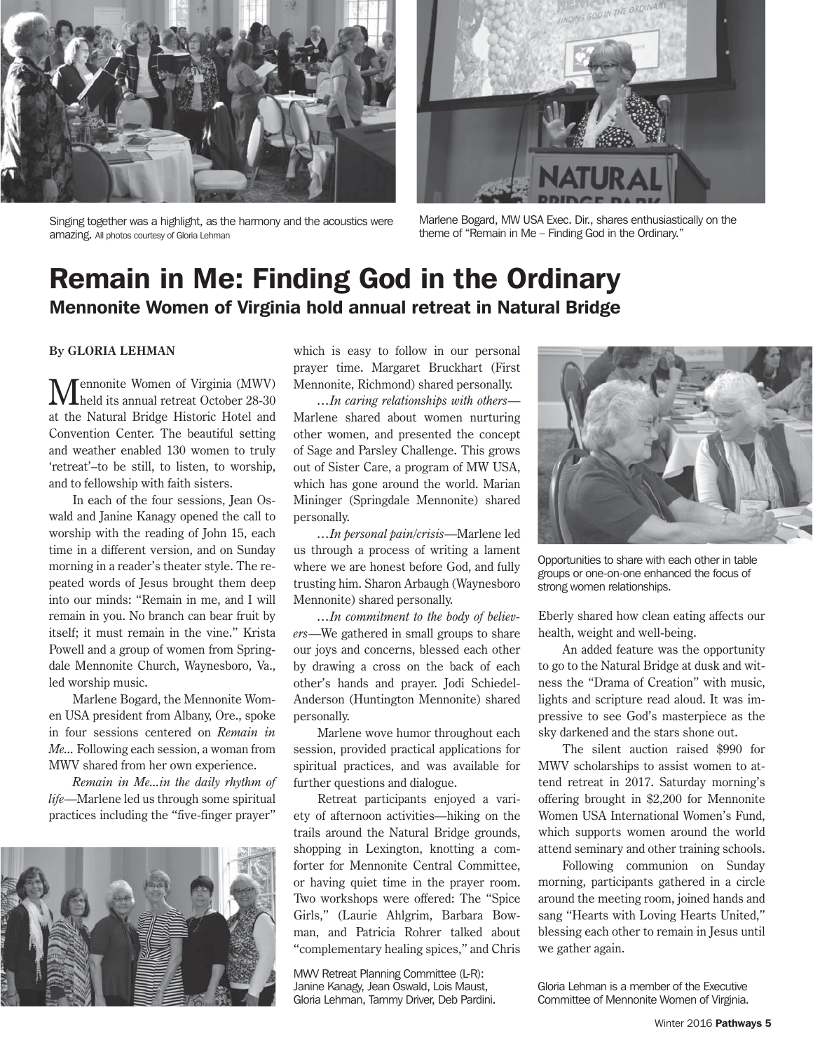Singing together was a highlight, as the harmony and the acoustics were amazing. All photos courtesy of Gloria Lehman

Marlene Bogard, MW USA Exec. Dir., shares enthusiastically on the theme of "Remain in Me – Finding God in the Ordinary."

# Remain in Me: Finding God in the Ordinary

## Mennonite Women of Virginia hold annual retreat in Natural Bridge

**By GLORIA LEHMAN**

Mennonite Women of Virginia (MWV) held its annual retreat October 28-30 at the Natural Bridge Historic Hotel and Convention Center. The beautiful setting and weather enabled 130 women to truly 'retreat'–to be still, to listen, to worship, and to fellowship with faith sisters.

In each of the four sessions, Jean Oswald and Janine Kanagy opened the call to worship with the reading of John 15, each time in a different version, and on Sunday morning in a reader's theater style. The repeated words of Jesus brought them deep into our minds: "Remain in me, and I will remain in you. No branch can bear fruit by itself; it must remain in the vine." Krista Powell and a group of women from Springdale Mennonite Church, Waynesboro, Va., led worship music.

Marlene Bogard, the Mennonite Women USA president from Albany, Ore., spoke in four sessions centered on *Remain in Me*... Following each session, a woman from MWV shared from her own experience.

*Remain in Me...in the daily rhythm of life*—Marlene led us through some spiritual practices including the "five-finger prayer" which is easy to follow in our personal prayer time. Margaret Bruckhart (First Mennonite, Richmond) shared personally.

*...In caring relationships with others*—Marlene shared about women nurturing other women, and presented the concept of Sage and Parsley Challenge. This grows out of Sister Care, a program of MW USA, which has gone around the world. Marian Mininger (Springdale Mennonite) shared personally.

*...In personal pain/crisis*—Marlene led us through a process of writing a lament where we are honest before God, and fully trusting him. Sharon Arbaugh (Waynesboro Mennonite) shared personally.

*...In commitment to the body of believers*—We gathered in small groups to share our joys and concerns, blessed each other by drawing a cross on the back of each other's hands and prayer. Jodi Schiedel-Anderson (Huntington Mennonite) shared personally.

Marlene wove humor throughout each session, provided practical applications for spiritual practices, and was available for further questions and dialogue.

Retreat participants enjoyed a variety of afternoon activities—hiking on the trails around the Natural Bridge grounds, shopping in Lexington, knotting a comforter for Mennonite Central Committee, or having quiet time in the prayer room. Two workshops were offered: The "Spice Girls," (Laurie Ahlgrim, Barbara Bowman, and Patricia Rohrer talked about "complementary healing spices," and Chris Eberly shared how clean eating affects our health, weight and well-being.

MWV Retreat Planning Committee (L-R): Janine Kanagy, Jean Oswald, Lois Maust, Gloria Lehman, Tammy Driver, Deb Pardini.

Opportunities to share with each other in table groups or one-on-one enhanced the focus of strong women relationships.

An added feature was the opportunity to go to the Natural Bridge at dusk and witness the "Drama of Creation" with music, lights and scripture read aloud. It was impressive to see God's masterpiece as the sky darkened and the stars shone out.

The silent auction raised $990 for MWV scholarships to assist women to attend retreat in 2017. Saturday morning's offering brought in $2,200 for Mennonite Women USA International Women's Fund, which supports women around the world attend seminary and other training schools.

Following communion on Sunday morning, participants gathered in a circle around the meeting room, joined hands and sang "Hearts with Loving Hearts United," blessing each other to remain in Jesus until we gather again.

Gloria Lehman is a member of the Executive Committee of Mennonite Women of Virginia.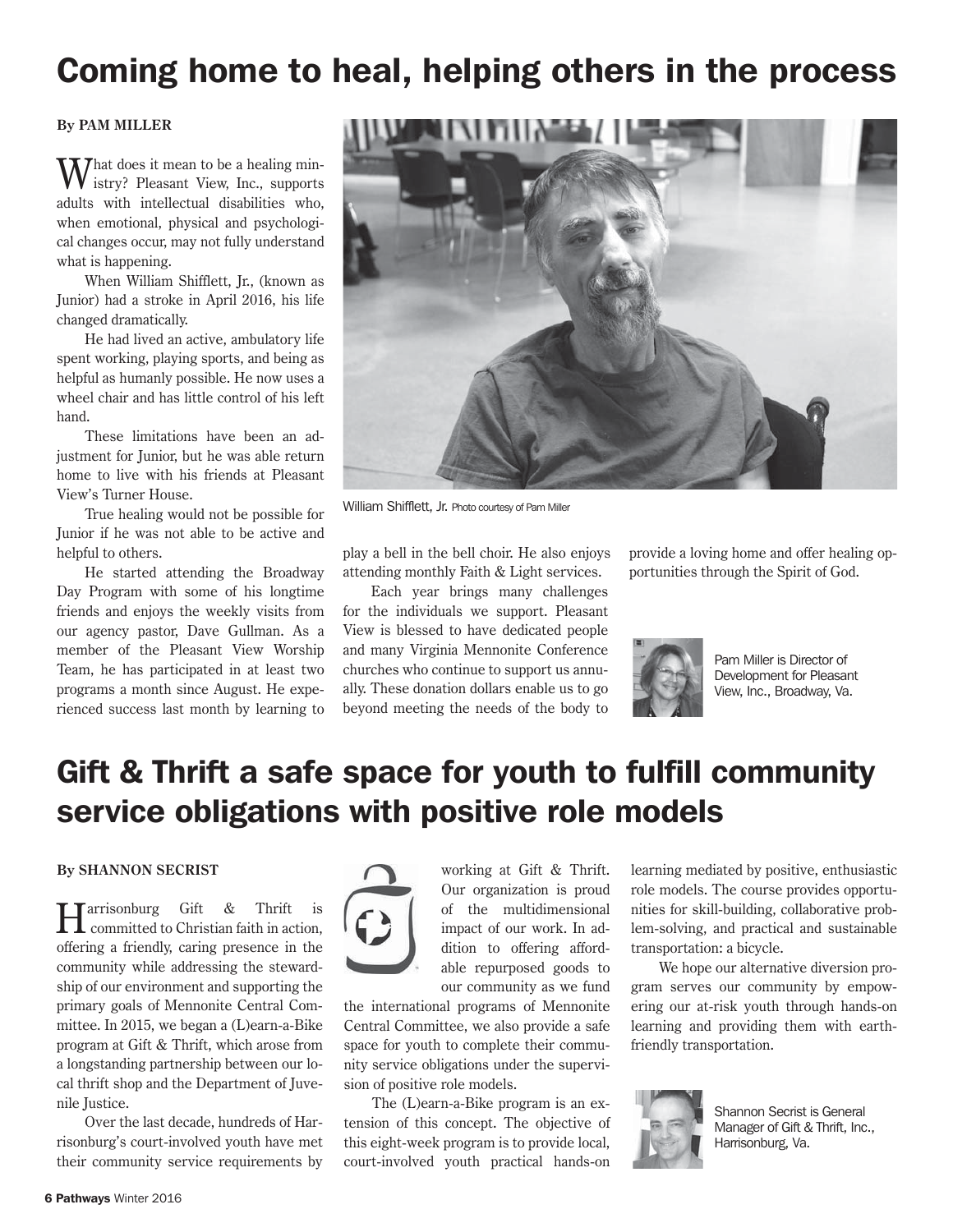# Coming home to heal, helping others in the process

**By PAM MILLER**

What does it mean to be a healing ministry? Pleasant View, Inc., supports adults with intellectual disabilities who, when emotional, physical and psychological changes occur, may not fully understand what is happening.

When William Shifflett, Jr., (known as Junior) had a stroke in April 2016, his life changed dramatically.

He had lived an active, ambulatory life spent working, playing sports, and being as helpful as humanly possible. He now uses a wheel chair and has little control of his left hand.

These limitations have been an adjustment for Junior, but he was able return home to live with his friends at Pleasant View's Turner House.

True healing would not be possible for Junior if he was not able to be active and helpful to others.

He started attending the Broadway Day Program with some of his longtime friends and enjoys the weekly visits from our agency pastor, Dave Gullman. As a member of the Pleasant View Worship Team, he has participated in at least two programs a month since August. He experienced success last month by learning to play a bell in the bell choir. He also enjoys attending monthly Faith & Light services.

William Shifflett, Jr. Photo courtesy of Pam Miller

Each year brings many challenges for the individuals we support. Pleasant View is blessed to have dedicated people and many Virginia Mennonite Conference churches who continue to support us annually. These donation dollars enable us to go beyond meeting the needs of the body to provide a loving home and offer healing opportunities through the Spirit of God.

Pam Miller is Director of Development for Pleasant View, Inc., Broadway, Va.

# Gift & Thrift a safe space for youth to fulfill community service obligations with positive role models

**By SHANNON SECRIST**

Harrisonburg Gift & Thrift is committed to Christian faith in action, offering a friendly, caring presence in the community while addressing the stewardship of our environment and supporting the primary goals of Mennonite Central Committee. In 2015, we began a (L)earn-a-Bike program at Gift & Thrift, which arose from a longstanding partnership between our local thrift shop and the Department of Juvenile Justice.

Over the last decade, hundreds of Harrisonburg's court-involved youth have met their community service requirements by working at Gift & Thrift. Our organization is proud of the multidimensional impact of our work. In addition to offering affordable repurposed goods to our community as we fund the international programs of Mennonite Central Committee, we also provide a safe space for youth to complete their community service obligations under the supervision of positive role models.

The (L)earn-a-Bike program is an extension of this concept. The objective of this eight-week program is to provide local, court-involved youth practical hands-on learning mediated by positive, enthusiastic role models. The course provides opportunities for skill-building, collaborative problem-solving, and practical and sustainable transportation: a bicycle.

We hope our alternative diversion program serves our community by empowering our at-risk youth through hands-on learning and providing them with earth-friendly transportation.

Shannon Secrist is General Manager of Gift & Thrift, Inc., Harrisonburg, Va.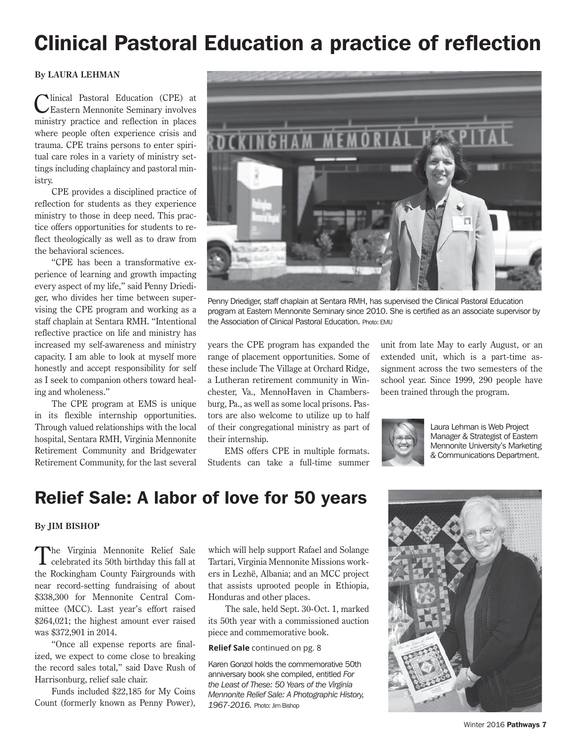# Clinical Pastoral Education a practice of reflection

**By LAURA LEHMAN**

Clinical Pastoral Education (CPE) at Eastern Mennonite Seminary involves ministry practice and reflection in places where people often experience crisis and trauma. CPE trains persons to enter spiritual care roles in a variety of ministry settings including chaplaincy and pastoral ministry.

CPE provides a disciplined practice of reflection for students as they experience ministry to those in deep need. This practice offers opportunities for students to reflect theologically as well as to draw from the behavioral sciences.

"CPE has been a transformative experience of learning and growth impacting every aspect of my life," said Penny Driediger, who divides her time between supervising the CPE program and working as a staff chaplain at Sentara RMH. "Intentional reflective practice on life and ministry has increased my self-awareness and ministry capacity. I am able to look at myself more honestly and accept responsibility for self as I seek to companion others toward healing and wholeness."

The CPE program at EMS is unique in its flexible internship opportunities. Through valued relationships with the local hospital, Sentara RMH, Virginia Mennonite Retirement Community and Bridgewater Retirement Community, for the last several years the CPE program has expanded the range of placement opportunities. Some of these include The Village at Orchard Ridge, a Lutheran retirement community in Winchester, Va., MennoHaven in Chambersburg, Pa., as well as some local prisons. Pastors are also welcome to utilize up to half of their congregational ministry as part of their internship.

EMS offers CPE in multiple formats. Students can take a full-time summer unit from late May to early August, or an extended unit, which is a part-time assignment across the two semesters of the school year. Since 1999, 290 people have been trained through the program.

Penny Driediger, staff chaplain at Sentara RMH, has supervised the Clinical Pastoral Education program at Eastern Mennonite Seminary since 2010. She is certified as an associate supervisor by the Association of Clinical Pastoral Education. Photo: EMU

Laura Lehman is Web Project Manager & Strategist of Eastern Mennonite University's Marketing & Communications Department.

# Relief Sale: A labor of love for 50 years

**By JIM BISHOP**

The Virginia Mennonite Relief Sale celebrated its 50th birthday this fall at the Rockingham County Fairgrounds with near record-setting fundraising of about $338,300 for Mennonite Central Committee (MCC). Last year's effort raised $264,021; the highest amount ever raised was $372,901 in 2014.

"Once all expense reports are finalized, we expect to come close to breaking the record sales total," said Dave Rush of Harrisonburg, relief sale chair.

Funds included $22,185 for My Coins Count (formerly known as Penny Power), which will help support Rafael and Solange Tartari, Virginia Mennonite Missions workers in Lezhë, Albania; and an MCC project that assists uprooted people in Ethiopia, Honduras and other places.

The sale, held Sept. 30-Oct. 1, marked its 50th year with a commissioned auction piece and commemorative book.

**Relief Sale** continued on pg. 8

Karen Gonzol holds the commemorative 50th anniversary book she compiled, entitled *For the Least of These: 50 Years of the Virginia Mennonite Relief Sale: A Photographic History, 1967-2016.* Photo: Jim Bishop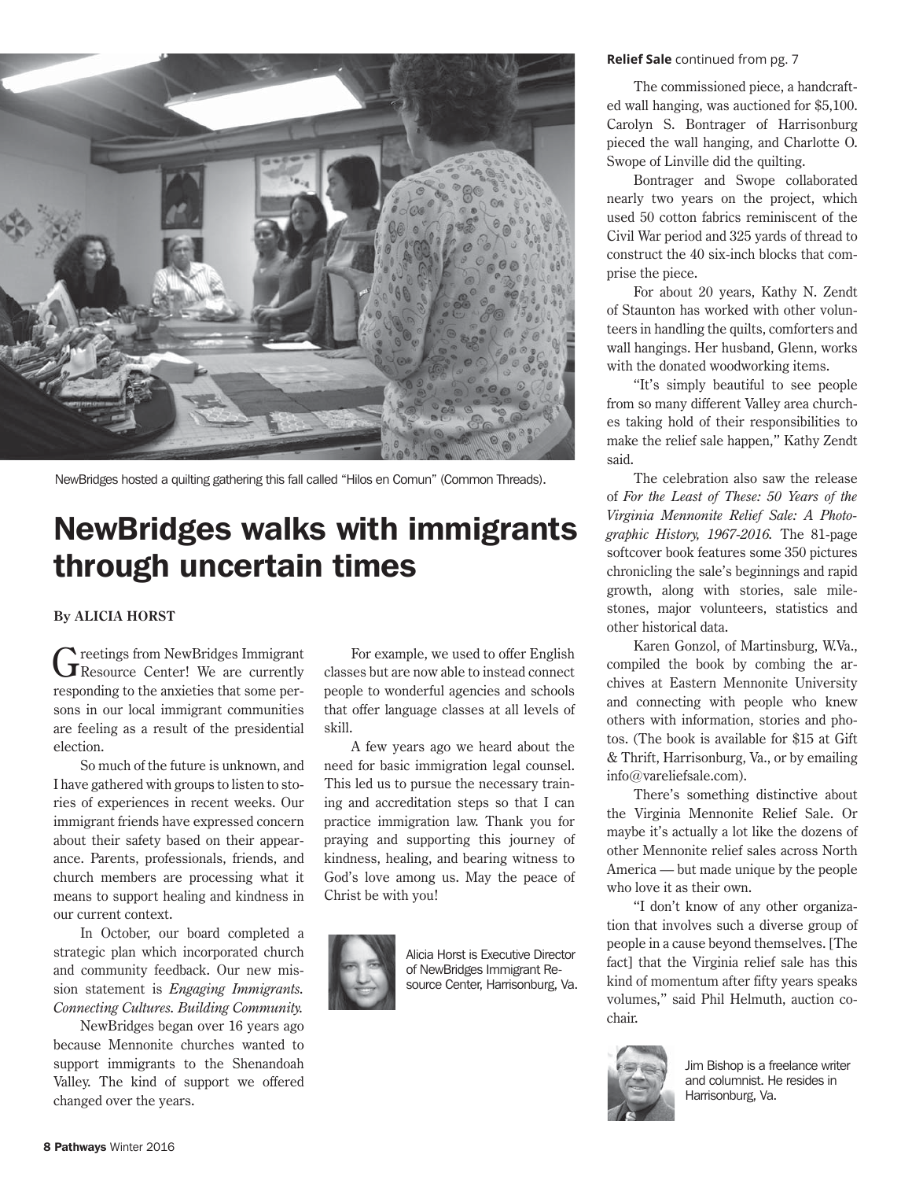NewBridges hosted a quilting gathering this fall called "Hilos en Comun" (Common Threads).

# NewBridges walks with immigrants through uncertain times

**By ALICIA HORST**

Greetings from NewBridges Immigrant Resource Center! We are currently responding to the anxieties that some persons in our local immigrant communities are feeling as a result of the presidential election.

So much of the future is unknown, and I have gathered with groups to listen to stories of experiences in recent weeks. Our immigrant friends have expressed concern about their safety based on their appearance. Parents, professionals, friends, and church members are processing what it means to support healing and kindness in our current context.

In October, our board completed a strategic plan which incorporated church and community feedback. Our new mission statement is *Engaging Immigrants. Connecting Cultures. Building Community.*

NewBridges began over 16 years ago because Mennonite churches wanted to support immigrants to the Shenandoah Valley. The kind of support we offered changed over the years.

For example, we used to offer English classes but are now able to instead connect people to wonderful agencies and schools that offer language classes at all levels of skill.

A few years ago we heard about the need for basic immigration legal counsel. This led us to pursue the necessary training and accreditation steps so that I can practice immigration law. Thank you for praying and supporting this journey of kindness, healing, and bearing witness to God's love among us. May the peace of Christ be with you!

Alicia Horst is Executive Director of NewBridges Immigrant Resource Center, Harrisonburg, Va.

---

**Relief Sale** continued from pg. 7

The commissioned piece, a handcrafted wall hanging, was auctioned for $5,100. Carolyn S. Bontrager of Harrisonburg pieced the wall hanging, and Charlotte O. Swope of Linville did the quilting.

Bontrager and Swope collaborated nearly two years on the project, which used 50 cotton fabrics reminiscent of the Civil War period and 325 yards of thread to construct the 40 six-inch blocks that comprise the piece.

For about 20 years, Kathy N. Zendt of Staunton has worked with other volunteers in handling the quilts, comforters and wall hangings. Her husband, Glenn, works with the donated woodworking items.

"It's simply beautiful to see people from so many different Valley area churches taking hold of their responsibilities to make the relief sale happen," Kathy Zendt said.

The celebration also saw the release of *For the Least of These: 50 Years of the Virginia Mennonite Relief Sale: A Photographic History, 1967-2016.* The 81-page softcover book features some 350 pictures chronicling the sale's beginnings and rapid growth, along with stories, sale milestones, major volunteers, statistics and other historical data.

Karen Gonzol, of Martinsburg, W.Va., compiled the book by combing the archives at Eastern Mennonite University and connecting with people who knew others with information, stories and photos. (The book is available for $15 at Gift & Thrift, Harrisonburg, Va., or by emailing info@vareliefsale.com).

There's something distinctive about the Virginia Mennonite Relief Sale. Or maybe it's actually a lot like the dozens of other Mennonite relief sales across North America — but made unique by the people who love it as their own.

"I don't know of any other organization that involves such a diverse group of people in a cause beyond themselves. [The fact] that the Virginia relief sale has this kind of momentum after fifty years speaks volumes," said Phil Helmuth, auction co-chair.

Jim Bishop is a freelance writer and columnist. He resides in Harrisonburg, Va.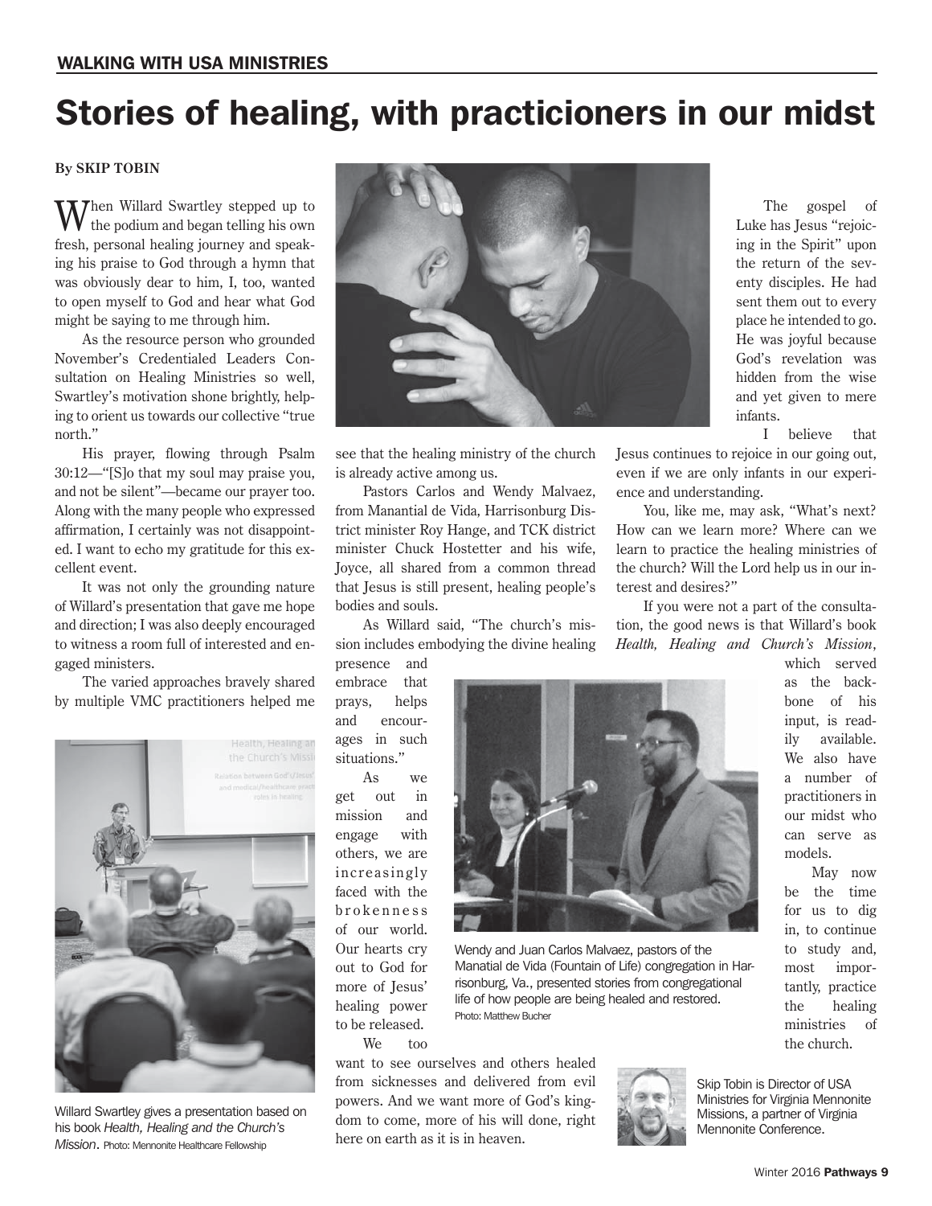## WALKING WITH USA MINISTRIES

# Stories of healing, with practicioners in our midst

**By SKIP TOBIN**

When Willard Swartley stepped up to the podium and began telling his own fresh, personal healing journey and speaking his praise to God through a hymn that was obviously dear to him, I, too, wanted to open myself to God and hear what God might be saying to me through him.

As the resource person who grounded November's Credentialed Leaders Consultation on Healing Ministries so well, Swartley's motivation shone brightly, helping to orient us towards our collective "true north."

His prayer, flowing through Psalm 30:12—"[S]o that my soul may praise you, and not be silent"—became our prayer too. Along with the many people who expressed affirmation, I certainly was not disappointed. I want to echo my gratitude for this excellent event.

It was not only the grounding nature of Willard's presentation that gave me hope and direction; I was also deeply encouraged to witness a room full of interested and engaged ministers.

The varied approaches bravely shared by multiple VMC practitioners helped me see that the healing ministry of the church is already active among us.

Pastors Carlos and Wendy Malvaez, from Manantial de Vida, Harrisonburg District minister Roy Hange, and TCK district minister Chuck Hostetter and his wife, Joyce, all shared from a common thread that Jesus is still present, healing people's bodies and souls.

As Willard said, "The church's mission includes embodying the divine healing presence and embrace that prays, helps and encourages in such situations."

As we get out in mission and engage with others, we are increasingly faced with the brokenness of our world. Our hearts cry out to God for more of Jesus' healing power to be released.

We too want to see ourselves and others healed from sicknesses and delivered from evil powers. And we want more of God's kingdom to come, more of his will done, right here on earth as it is in heaven.

The gospel of Luke has Jesus "rejoicing in the Spirit" upon the return of the seventy disciples. He had sent them out to every place he intended to go. He was joyful because God's revelation was hidden from the wise and yet given to mere infants.

I believe that Jesus continues to rejoice in our going out, even if we are only infants in our experience and understanding.

You, like me, may ask, "What's next? How can we learn more? Where can we learn to practice the healing ministries of the church? Will the Lord help us in our interest and desires?"

If you were not a part of the consultation, the good news is that Willard's book *Health, Healing and Church's Mission*, which served as the backbone of his input, is readily available. We also have a number of practitioners in our midst who can serve as models.

May now be the time for us to dig in, to continue to study and, most importantly, practice the healing ministries of the church.

Willard Swartley gives a presentation based on his book *Health, Healing and the Church's Mission*. Photo: Mennonite Healthcare Fellowship

Wendy and Juan Carlos Malvaez, pastors of the Manatial de Vida (Fountain of Life) congregation in Harrisonburg, Va., presented stories from congregational life of how people are being healed and restored. Photo: Matthew Bucher

Skip Tobin is Director of USA Ministries for Virginia Mennonite Missions, a partner of Virginia Mennonite Conference.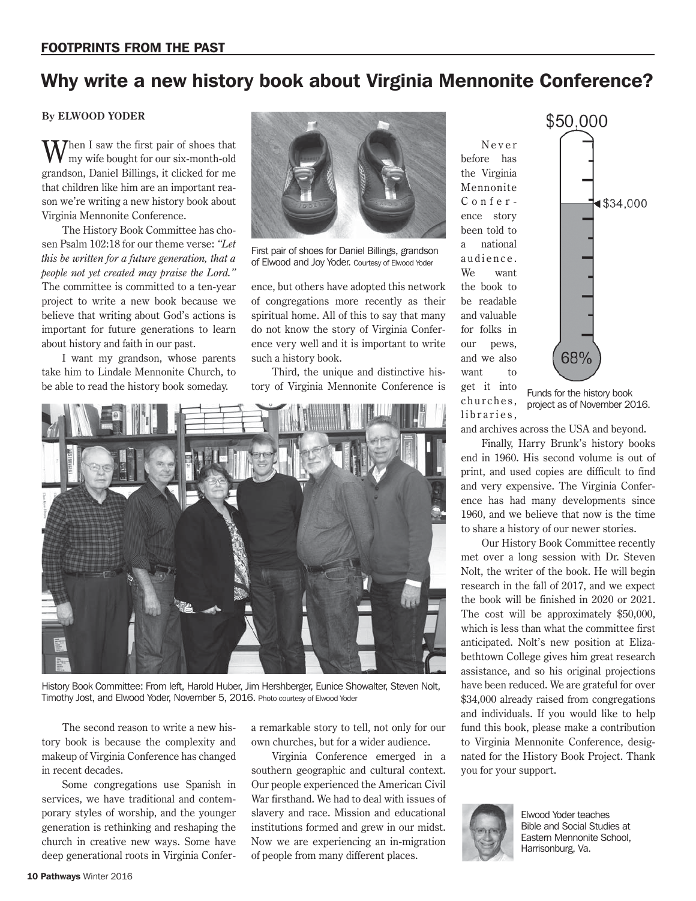FOOTPRINTS FROM THE PAST

# Why write a new history book about Virginia Mennonite Conference?

**By ELWOOD YODER**

When I saw the first pair of shoes that my wife bought for our six-month-old grandson, Daniel Billings, it clicked for me that children like him are an important reason we're writing a new history book about Virginia Mennonite Conference.

The History Book Committee has chosen Psalm 102:18 for our theme verse: *"Let this be written for a future generation, that a people not yet created may praise the Lord."* The committee is committed to a ten-year project to write a new book because we believe that writing about God's actions is important for future generations to learn about history and faith in our past.

I want my grandson, whose parents take him to Lindale Mennonite Church, to be able to read the history book someday.

First pair of shoes for Daniel Billings, grandson of Elwood and Joy Yoder. Courtesy of Elwood Yoder

History Book Committee: From left, Harold Huber, Jim Hershberger, Eunice Showalter, Steven Nolt, Timothy Jost, and Elwood Yoder, November 5, 2016. Photo courtesy of Elwood Yoder

The second reason to write a new history book is because the complexity and makeup of Virginia Conference has changed in recent decades.

Some congregations use Spanish in services, we have traditional and contemporary styles of worship, and the younger generation is rethinking and reshaping the church in creative new ways. Some have deep generational roots in Virginia Conference, but others have adopted this network of congregations more recently as their spiritual home. All of this to say that many do not know the story of Virginia Conference very well and it is important to write such a history book.

Third, the unique and distinctive history of Virginia Mennonite Conference is a remarkable story to tell, not only for our own churches, but for a wider audience.

Virginia Conference emerged in a southern geographic and cultural context. Our people experienced the American Civil War firsthand. We had to deal with issues of slavery and race. Mission and educational institutions formed and grew in our midst. Now we are experiencing an in-migration of people from many different places.

Never before has the Virginia Mennonite Conference story been told to a national audience. We want the book to be readable and valuable for folks in our pews, and we also want to get it into churches, libraries, and archives across the USA and beyond.

$50,000

$34,000

68%

Funds for the history book project as of November 2016.

Finally, Harry Brunk's history books end in 1960. His second volume is out of print, and used copies are difficult to find and very expensive. The Virginia Conference has had many developments since 1960, and we believe that now is the time to share a history of our newer stories.

Our History Book Committee recently met over a long session with Dr. Steven Nolt, the writer of the book. He will begin research in the fall of 2017, and we expect the book will be finished in 2020 or 2021. The cost will be approximately $50,000, which is less than what the committee first anticipated. Nolt's new position at Elizabethtown College gives him great research assistance, and so his original projections have been reduced. We are grateful for over $34,000 already raised from congregations and individuals. If you would like to help fund this book, please make a contribution to Virginia Mennonite Conference, designated for the History Book Project. Thank you for your support.

Elwood Yoder teaches Bible and Social Studies at Eastern Mennonite School, Harrisonburg, Va.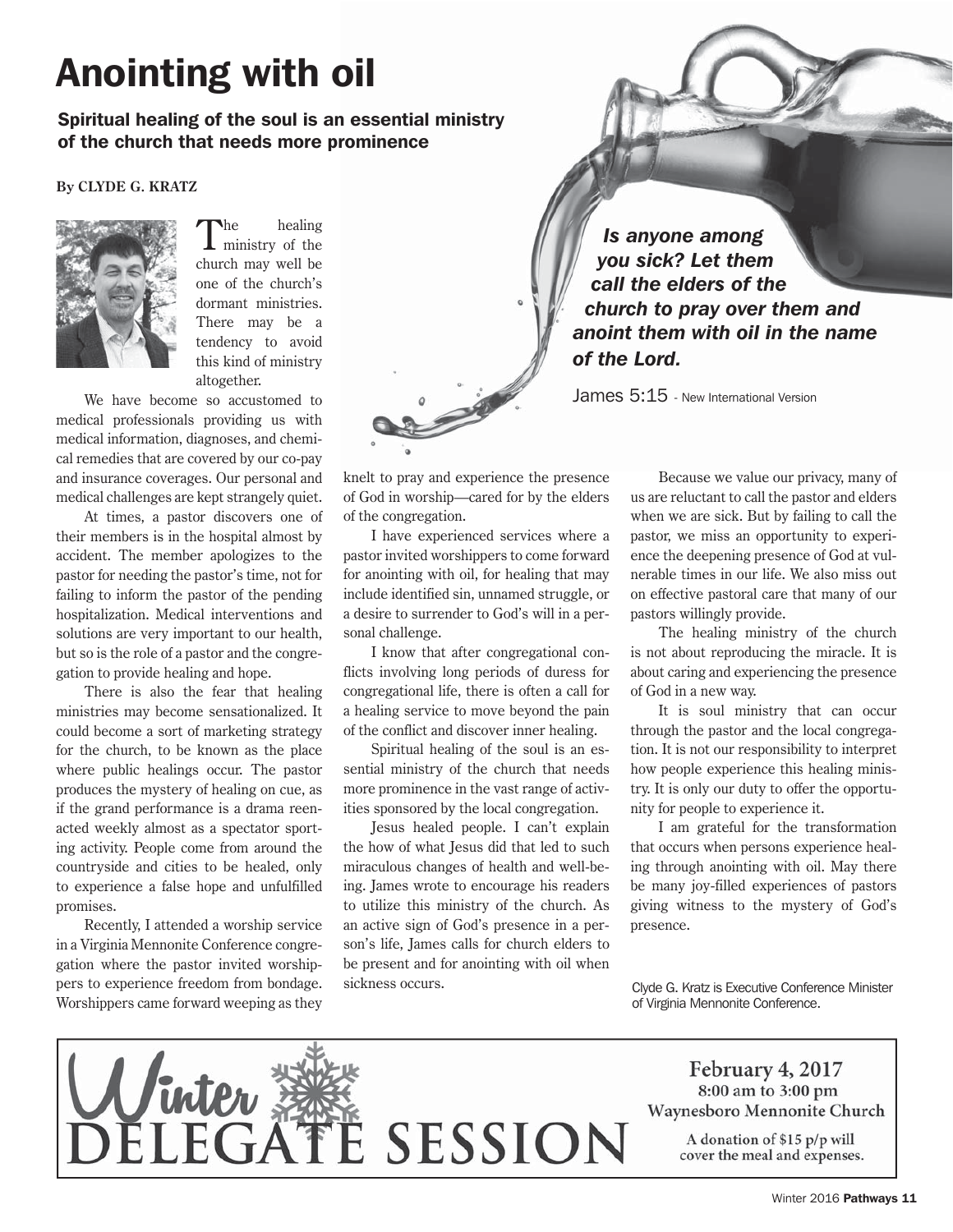# Anointing with oil

**Spiritual healing of the soul is an essential ministry of the church that needs more prominence**

By CLYDE G. KRATZ

The healing ministry of the church may well be one of the church's dormant ministries. There may be a tendency to avoid this kind of ministry altogether.

We have become so accustomed to medical professionals providing us with medical information, diagnoses, and chemical remedies that are covered by our co-pay and insurance coverages. Our personal and medical challenges are kept strangely quiet.

At times, a pastor discovers one of their members is in the hospital almost by accident. The member apologizes to the pastor for needing the pastor's time, not for failing to inform the pastor of the pending hospitalization. Medical interventions and solutions are very important to our health, but so is the role of a pastor and the congregation to provide healing and hope.

There is also the fear that healing ministries may become sensationalized. It could become a sort of marketing strategy for the church, to be known as the place where public healings occur. The pastor produces the mystery of healing on cue, as if the grand performance is a drama reenacted weekly almost as a spectator sporting activity. People come from around the countryside and cities to be healed, only to experience a false hope and unfulfilled promises.

Recently, I attended a worship service in a Virginia Mennonite Conference congregation where the pastor invited worshippers to experience freedom from bondage. Worshippers came forward weeping as they knelt to pray and experience the presence of God in worship—cared for by the elders of the congregation.

> ***Is anyone among you sick? Let them call the elders of the church to pray over them and anoint them with oil in the name of the Lord.***
>
> James 5:15 - New International Version

I have experienced services where a pastor invited worshippers to come forward for anointing with oil, for healing that may include identified sin, unnamed struggle, or a desire to surrender to God's will in a personal challenge.

I know that after congregational conflicts involving long periods of duress for congregational life, there is often a call for a healing service to move beyond the pain of the conflict and discover inner healing.

Spiritual healing of the soul is an essential ministry of the church that needs more prominence in the vast range of activities sponsored by the local congregation.

Jesus healed people. I can't explain the how of what Jesus did that led to such miraculous changes of health and well-being. James wrote to encourage his readers to utilize this ministry of the church. As an active sign of God's presence in a person's life, James calls for church elders to be present and for anointing with oil when sickness occurs.

Because we value our privacy, many of us are reluctant to call the pastor and elders when we are sick. But by failing to call the pastor, we miss an opportunity to experience the deepening presence of God at vulnerable times in our life. We also miss out on effective pastoral care that many of our pastors willingly provide.

The healing ministry of the church is not about reproducing the miracle. It is about caring and experiencing the presence of God in a new way.

It is soul ministry that can occur through the pastor and the local congregation. It is not our responsibility to interpret how people experience this healing ministry. It is only our duty to offer the opportunity for people to experience it.

I am grateful for the transformation that occurs when persons experience healing through anointing with oil. May there be many joy-filled experiences of pastors giving witness to the mystery of God's presence.

Clyde G. Kratz is Executive Conference Minister of Virginia Mennonite Conference.

---

**Winter Delegate Session**

February 4, 2017
8:00 am to 3:00 pm
Waynesboro Mennonite Church

A donation of $15 p/p will cover the meal and expenses.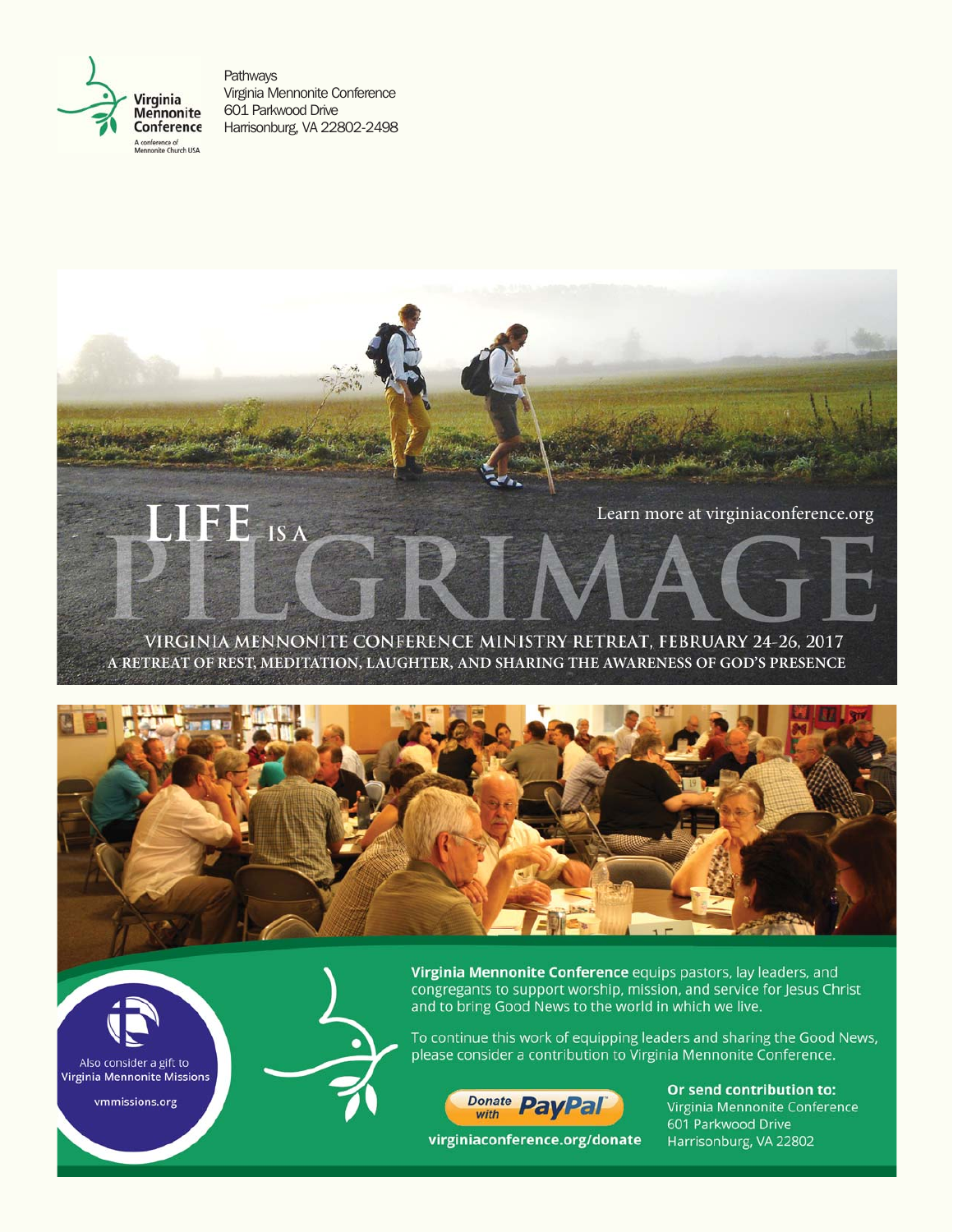Virginia Mennonite Conference

A conference of Mennonite Church USA

Pathways
Virginia Mennonite Conference
601 Parkwood Drive
Harrisonburg, VA 22802-2498

# LIFE IS A PILGRIMAGE

Learn more at virginiaconference.org

VIRGINIA MENNONITE CONFERENCE MINISTRY RETREAT, FEBRUARY 24-26, 2017

A RETREAT OF REST, MEDITATION, LAUGHTER, AND SHARING THE AWARENESS OF GOD'S PRESENCE

**Virginia Mennonite Conference** equips pastors, lay leaders, and congregants to support worship, mission, and service for Jesus Christ and to bring Good News to the world in which we live.

To continue this work of equipping leaders and sharing the Good News, please consider a contribution to Virginia Mennonite Conference.

Donate with PayPal

**virginiaconference.org/donate**

**Or send contribution to:**
Virginia Mennonite Conference
601 Parkwood Drive
Harrisonburg, VA 22802

Also consider a gift to **Virginia Mennonite Missions**

vmmissions.org